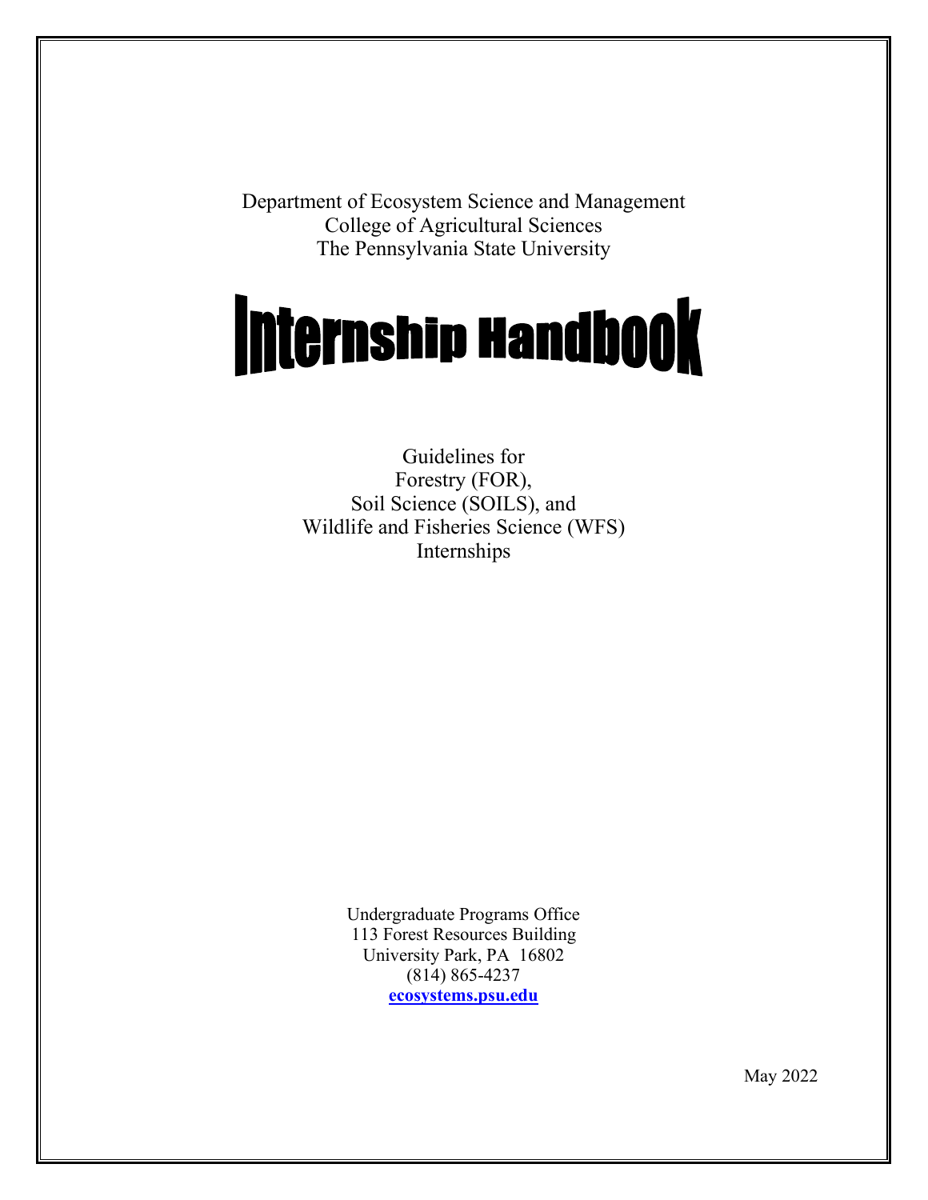Department of Ecosystem Science and Management
College of Agricultural Sciences
The Pennsylvania State University

# Internship Handbook

Guidelines for
Forestry (FOR),
Soil Science (SOILS), and
Wildlife and Fisheries Science (WFS)
Internships

Undergraduate Programs Office
113 Forest Resources Building
University Park, PA 16802
(814) 865-4237
**ecosystems.psu.edu**

May 2022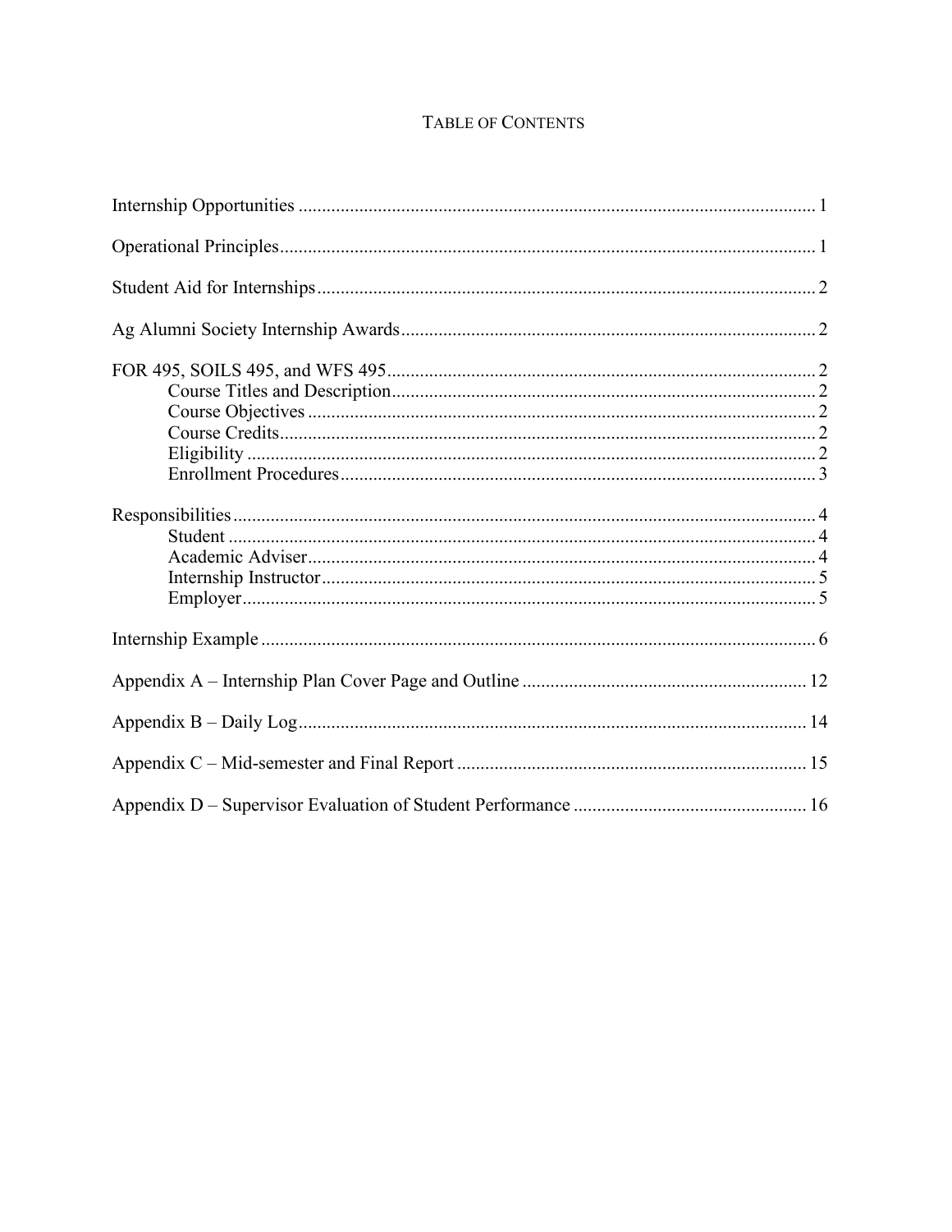# Table of Contents

Internship Opportunities ........ 1

Operational Principles ........ 1

Student Aid for Internships ........ 2

Ag Alumni Society Internship Awards ........ 2

FOR 495, SOILS 495, and WFS 495 ........ 2

- Course Titles and Description ........ 2
- Course Objectives ........ 2
- Course Credits ........ 2
- Eligibility ........ 2
- Enrollment Procedures ........ 3

Responsibilities ........ 4

- Student ........ 4
- Academic Adviser ........ 4
- Internship Instructor ........ 5
- Employer ........ 5

Internship Example ........ 6

Appendix A – Internship Plan Cover Page and Outline ........ 12

Appendix B – Daily Log ........ 14

Appendix C – Mid-semester and Final Report ........ 15

Appendix D – Supervisor Evaluation of Student Performance ........ 16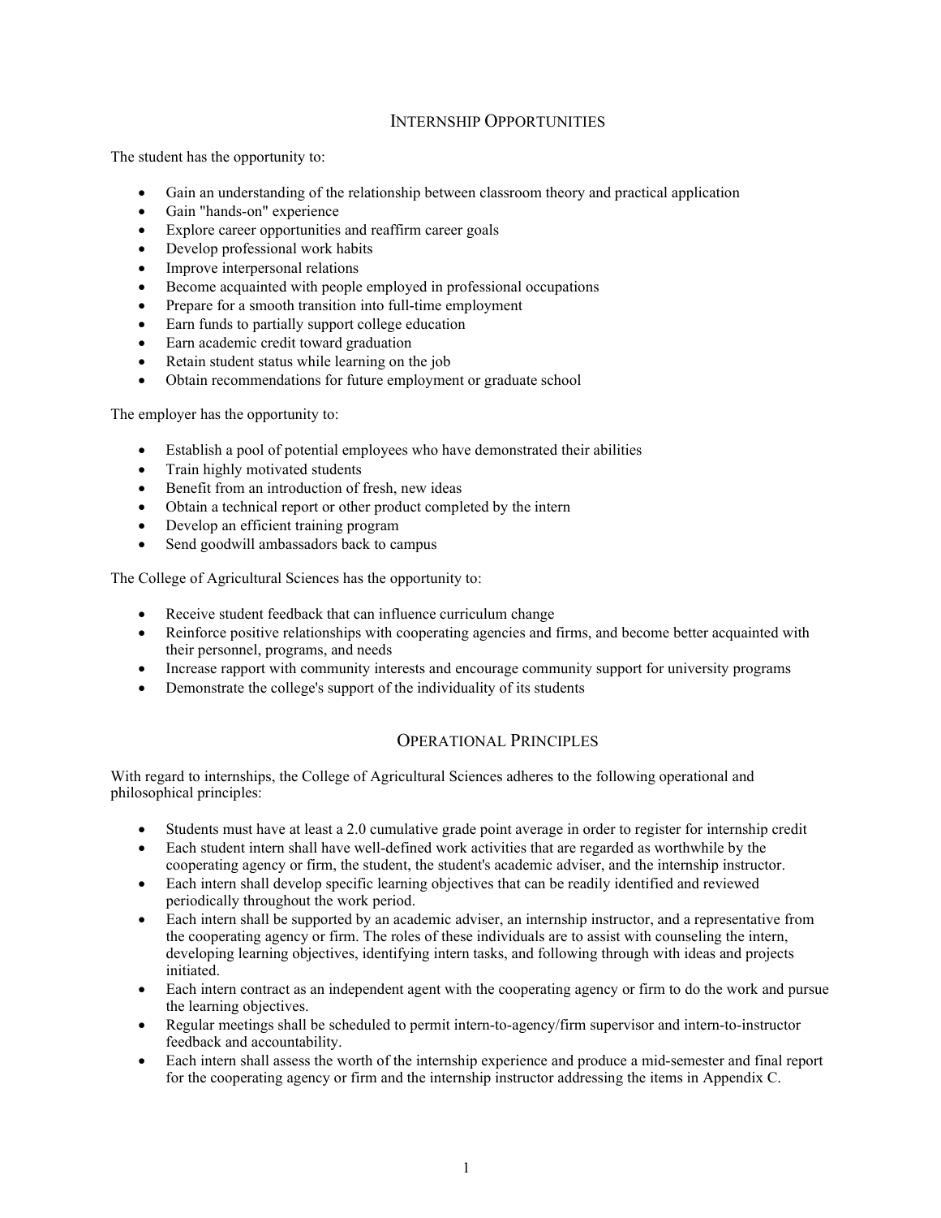## Internship Opportunities

The student has the opportunity to:

- Gain an understanding of the relationship between classroom theory and practical application
- Gain "hands-on" experience
- Explore career opportunities and reaffirm career goals
- Develop professional work habits
- Improve interpersonal relations
- Become acquainted with people employed in professional occupations
- Prepare for a smooth transition into full-time employment
- Earn funds to partially support college education
- Earn academic credit toward graduation
- Retain student status while learning on the job
- Obtain recommendations for future employment or graduate school

The employer has the opportunity to:

- Establish a pool of potential employees who have demonstrated their abilities
- Train highly motivated students
- Benefit from an introduction of fresh, new ideas
- Obtain a technical report or other product completed by the intern
- Develop an efficient training program
- Send goodwill ambassadors back to campus

The College of Agricultural Sciences has the opportunity to:

- Receive student feedback that can influence curriculum change
- Reinforce positive relationships with cooperating agencies and firms, and become better acquainted with their personnel, programs, and needs
- Increase rapport with community interests and encourage community support for university programs
- Demonstrate the college's support of the individuality of its students

## Operational Principles

With regard to internships, the College of Agricultural Sciences adheres to the following operational and philosophical principles:

- Students must have at least a 2.0 cumulative grade point average in order to register for internship credit
- Each student intern shall have well-defined work activities that are regarded as worthwhile by the cooperating agency or firm, the student, the student's academic adviser, and the internship instructor.
- Each intern shall develop specific learning objectives that can be readily identified and reviewed periodically throughout the work period.
- Each intern shall be supported by an academic adviser, an internship instructor, and a representative from the cooperating agency or firm. The roles of these individuals are to assist with counseling the intern, developing learning objectives, identifying intern tasks, and following through with ideas and projects initiated.
- Each intern contract as an independent agent with the cooperating agency or firm to do the work and pursue the learning objectives.
- Regular meetings shall be scheduled to permit intern-to-agency/firm supervisor and intern-to-instructor feedback and accountability.
- Each intern shall assess the worth of the internship experience and produce a mid-semester and final report for the cooperating agency or firm and the internship instructor addressing the items in Appendix C.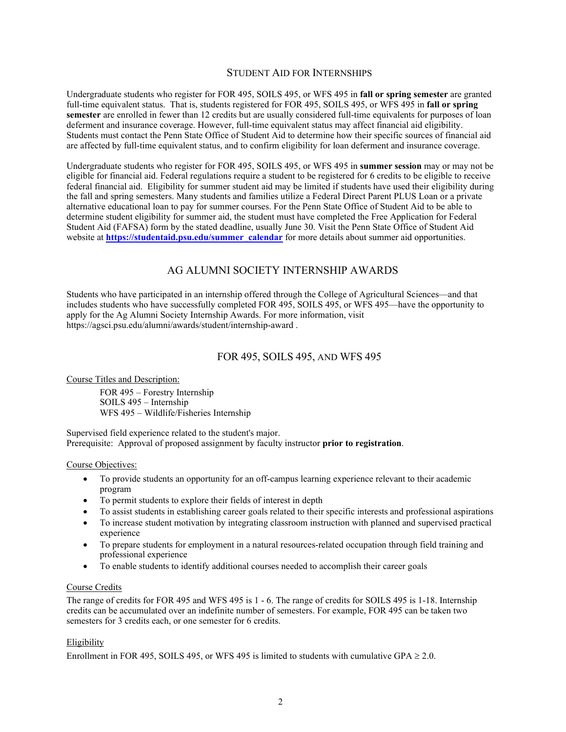## STUDENT AID FOR INTERNSHIPS

Undergraduate students who register for FOR 495, SOILS 495, or WFS 495 in **fall or spring semester** are granted full-time equivalent status. That is, students registered for FOR 495, SOILS 495, or WFS 495 in **fall or spring semester** are enrolled in fewer than 12 credits but are usually considered full-time equivalents for purposes of loan deferment and insurance coverage. However, full-time equivalent status may affect financial aid eligibility. Students must contact the Penn State Office of Student Aid to determine how their specific sources of financial aid are affected by full-time equivalent status, and to confirm eligibility for loan deferment and insurance coverage.

Undergraduate students who register for FOR 495, SOILS 495, or WFS 495 in **summer session** may or may not be eligible for financial aid. Federal regulations require a student to be registered for 6 credits to be eligible to receive federal financial aid. Eligibility for summer student aid may be limited if students have used their eligibility during the fall and spring semesters. Many students and families utilize a Federal Direct Parent PLUS Loan or a private alternative educational loan to pay for summer courses. For the Penn State Office of Student Aid to be able to determine student eligibility for summer aid, the student must have completed the Free Application for Federal Student Aid (FAFSA) form by the stated deadline, usually June 30. Visit the Penn State Office of Student Aid website at **https://studentaid.psu.edu/summer_calendar** for more details about summer aid opportunities.

## AG ALUMNI SOCIETY INTERNSHIP AWARDS

Students who have participated in an internship offered through the College of Agricultural Sciences—and that includes students who have successfully completed FOR 495, SOILS 495, or WFS 495—have the opportunity to apply for the Ag Alumni Society Internship Awards. For more information, visit https://agsci.psu.edu/alumni/awards/student/internship-award .

## FOR 495, SOILS 495, AND WFS 495

Course Titles and Description:

FOR 495 – Forestry Internship
SOILS 495 – Internship
WFS 495 – Wildlife/Fisheries Internship

Supervised field experience related to the student's major.
Prerequisite: Approval of proposed assignment by faculty instructor **prior to registration**.

Course Objectives:

- To provide students an opportunity for an off-campus learning experience relevant to their academic program
- To permit students to explore their fields of interest in depth
- To assist students in establishing career goals related to their specific interests and professional aspirations
- To increase student motivation by integrating classroom instruction with planned and supervised practical experience
- To prepare students for employment in a natural resources-related occupation through field training and professional experience
- To enable students to identify additional courses needed to accomplish their career goals

Course Credits

The range of credits for FOR 495 and WFS 495 is 1 - 6. The range of credits for SOILS 495 is 1-18. Internship credits can be accumulated over an indefinite number of semesters. For example, FOR 495 can be taken two semesters for 3 credits each, or one semester for 6 credits.

Eligibility

Enrollment in FOR 495, SOILS 495, or WFS 495 is limited to students with cumulative GPA $\geq$ 2.0.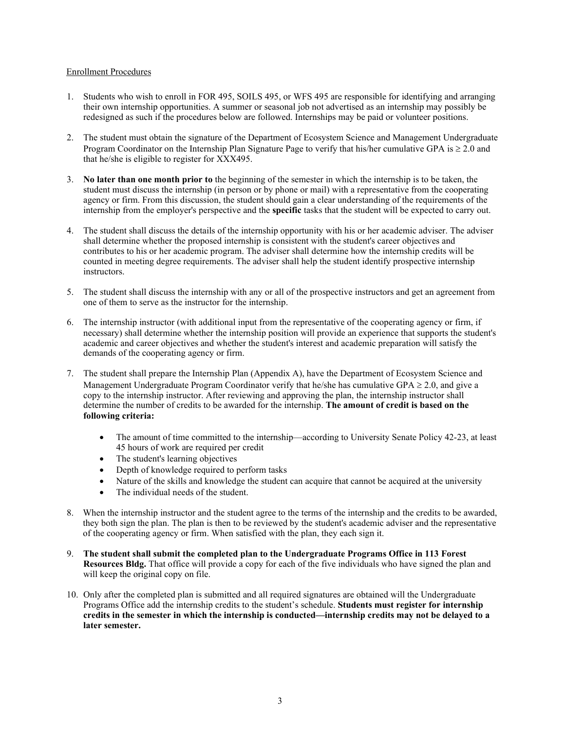Enrollment Procedures

1. Students who wish to enroll in FOR 495, SOILS 495, or WFS 495 are responsible for identifying and arranging their own internship opportunities. A summer or seasonal job not advertised as an internship may possibly be redesigned as such if the procedures below are followed. Internships may be paid or volunteer positions.

2. The student must obtain the signature of the Department of Ecosystem Science and Management Undergraduate Program Coordinator on the Internship Plan Signature Page to verify that his/her cumulative GPA is $\geq 2.0$ and that he/she is eligible to register for XXX495.

3. **No later than one month prior to** the beginning of the semester in which the internship is to be taken, the student must discuss the internship (in person or by phone or mail) with a representative from the cooperating agency or firm. From this discussion, the student should gain a clear understanding of the requirements of the internship from the employer's perspective and the **specific** tasks that the student will be expected to carry out.

4. The student shall discuss the details of the internship opportunity with his or her academic adviser. The adviser shall determine whether the proposed internship is consistent with the student's career objectives and contributes to his or her academic program. The adviser shall determine how the internship credits will be counted in meeting degree requirements. The adviser shall help the student identify prospective internship instructors.

5. The student shall discuss the internship with any or all of the prospective instructors and get an agreement from one of them to serve as the instructor for the internship.

6. The internship instructor (with additional input from the representative of the cooperating agency or firm, if necessary) shall determine whether the internship position will provide an experience that supports the student's academic and career objectives and whether the student's interest and academic preparation will satisfy the demands of the cooperating agency or firm.

7. The student shall prepare the Internship Plan (Appendix A), have the Department of Ecosystem Science and Management Undergraduate Program Coordinator verify that he/she has cumulative GPA $\geq 2.0$, and give a copy to the internship instructor. After reviewing and approving the plan, the internship instructor shall determine the number of credits to be awarded for the internship. **The amount of credit is based on the following criteria:**

   - The amount of time committed to the internship—according to University Senate Policy 42-23, at least 45 hours of work are required per credit
   - The student's learning objectives
   - Depth of knowledge required to perform tasks
   - Nature of the skills and knowledge the student can acquire that cannot be acquired at the university
   - The individual needs of the student.

8. When the internship instructor and the student agree to the terms of the internship and the credits to be awarded, they both sign the plan. The plan is then to be reviewed by the student's academic adviser and the representative of the cooperating agency or firm. When satisfied with the plan, they each sign it.

9. **The student shall submit the completed plan to the Undergraduate Programs Office in 113 Forest Resources Bldg.** That office will provide a copy for each of the five individuals who have signed the plan and will keep the original copy on file.

10. Only after the completed plan is submitted and all required signatures are obtained will the Undergraduate Programs Office add the internship credits to the student's schedule. **Students must register for internship credits in the semester in which the internship is conducted—internship credits may not be delayed to a later semester.**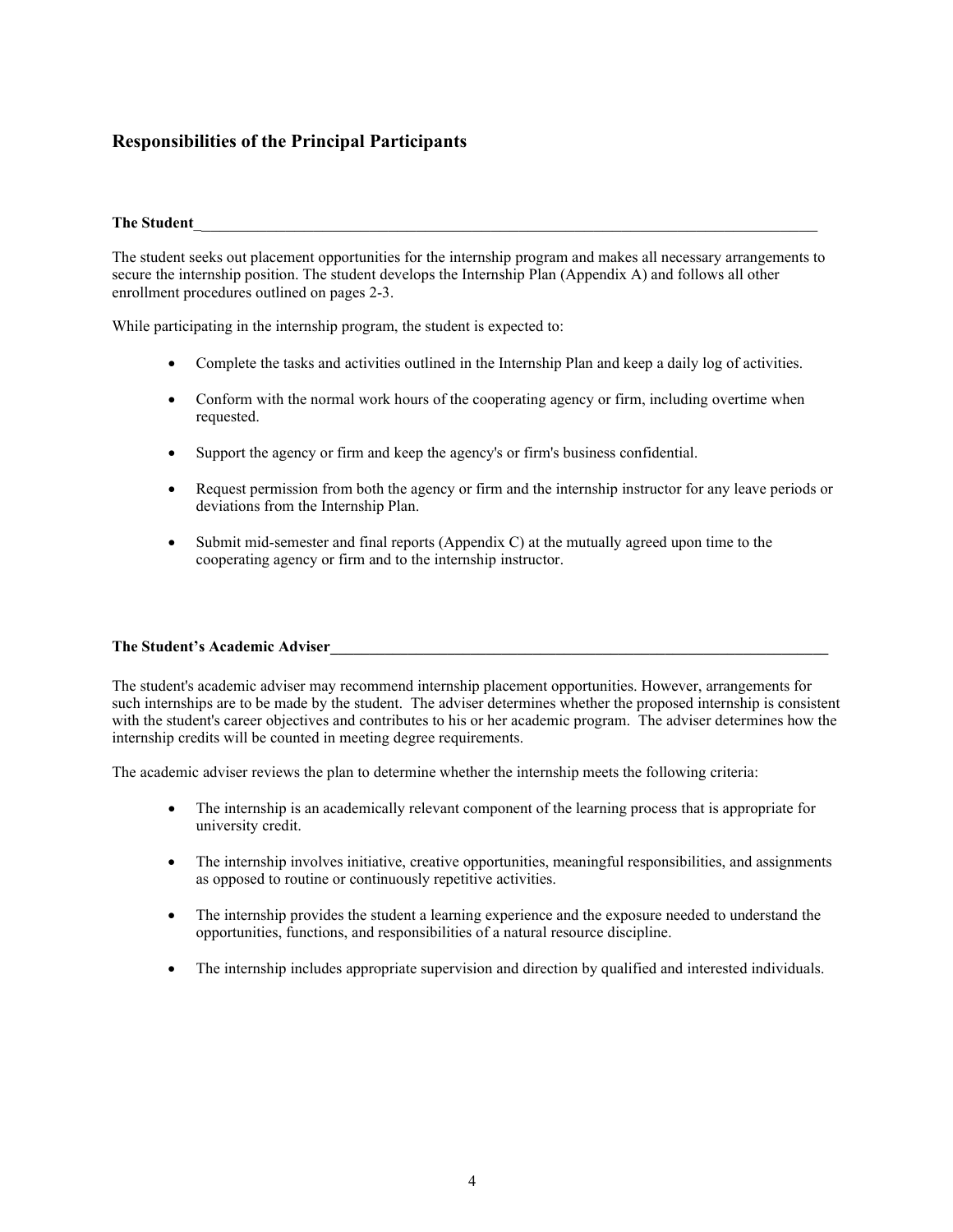## Responsibilities of the Principal Participants

### The Student

The student seeks out placement opportunities for the internship program and makes all necessary arrangements to secure the internship position. The student develops the Internship Plan (Appendix A) and follows all other enrollment procedures outlined on pages 2-3.

While participating in the internship program, the student is expected to:

- Complete the tasks and activities outlined in the Internship Plan and keep a daily log of activities.
- Conform with the normal work hours of the cooperating agency or firm, including overtime when requested.
- Support the agency or firm and keep the agency's or firm's business confidential.
- Request permission from both the agency or firm and the internship instructor for any leave periods or deviations from the Internship Plan.
- Submit mid-semester and final reports (Appendix C) at the mutually agreed upon time to the cooperating agency or firm and to the internship instructor.

### The Student's Academic Adviser

The student's academic adviser may recommend internship placement opportunities. However, arrangements for such internships are to be made by the student. The adviser determines whether the proposed internship is consistent with the student's career objectives and contributes to his or her academic program. The adviser determines how the internship credits will be counted in meeting degree requirements.

The academic adviser reviews the plan to determine whether the internship meets the following criteria:

- The internship is an academically relevant component of the learning process that is appropriate for university credit.
- The internship involves initiative, creative opportunities, meaningful responsibilities, and assignments as opposed to routine or continuously repetitive activities.
- The internship provides the student a learning experience and the exposure needed to understand the opportunities, functions, and responsibilities of a natural resource discipline.
- The internship includes appropriate supervision and direction by qualified and interested individuals.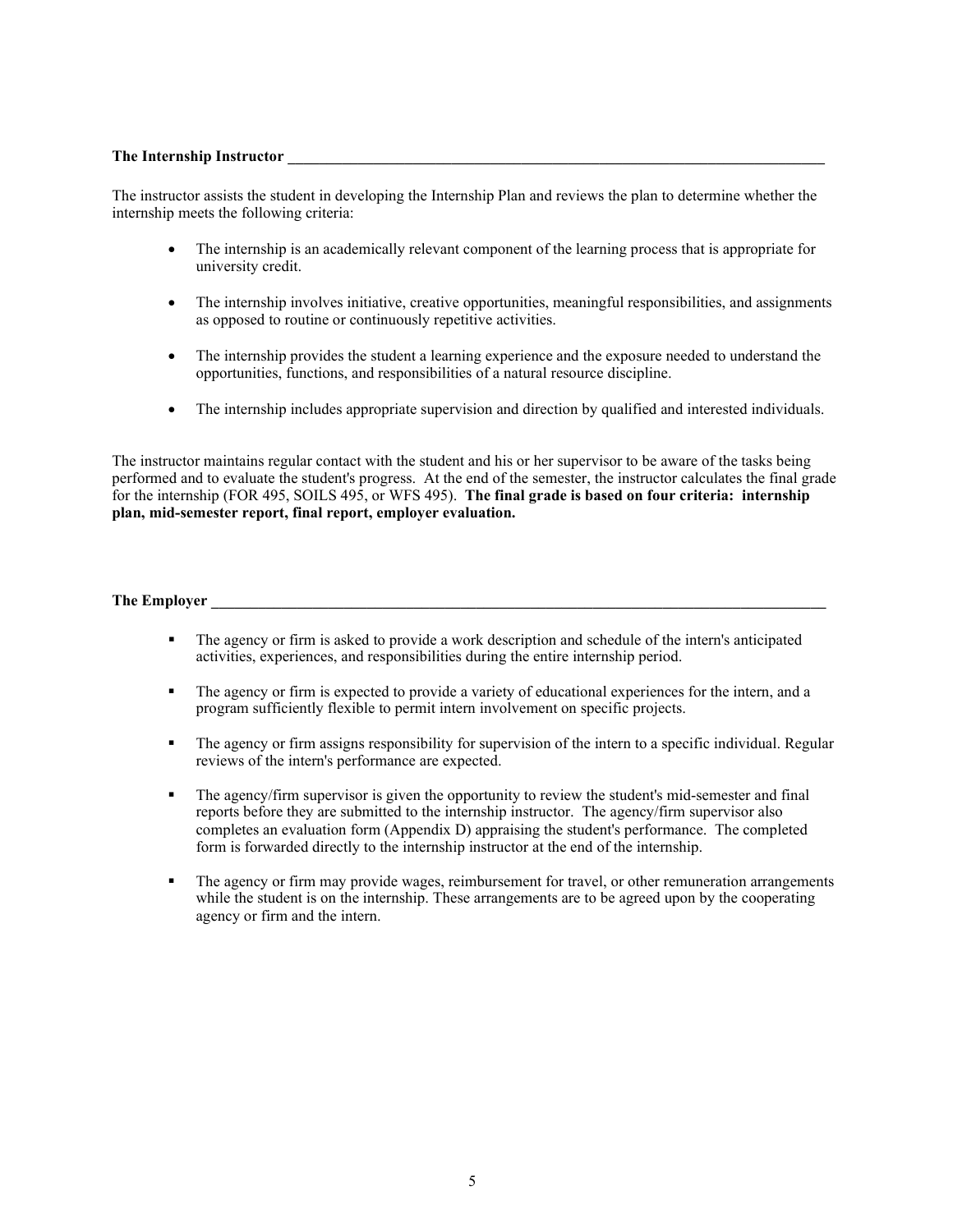## The Internship Instructor

The instructor assists the student in developing the Internship Plan and reviews the plan to determine whether the internship meets the following criteria:

- The internship is an academically relevant component of the learning process that is appropriate for university credit.
- The internship involves initiative, creative opportunities, meaningful responsibilities, and assignments as opposed to routine or continuously repetitive activities.
- The internship provides the student a learning experience and the exposure needed to understand the opportunities, functions, and responsibilities of a natural resource discipline.
- The internship includes appropriate supervision and direction by qualified and interested individuals.

The instructor maintains regular contact with the student and his or her supervisor to be aware of the tasks being performed and to evaluate the student's progress. At the end of the semester, the instructor calculates the final grade for the internship (FOR 495, SOILS 495, or WFS 495). **The final grade is based on four criteria: internship plan, mid-semester report, final report, employer evaluation.**

## The Employer

- The agency or firm is asked to provide a work description and schedule of the intern's anticipated activities, experiences, and responsibilities during the entire internship period.
- The agency or firm is expected to provide a variety of educational experiences for the intern, and a program sufficiently flexible to permit intern involvement on specific projects.
- The agency or firm assigns responsibility for supervision of the intern to a specific individual. Regular reviews of the intern's performance are expected.
- The agency/firm supervisor is given the opportunity to review the student's mid-semester and final reports before they are submitted to the internship instructor. The agency/firm supervisor also completes an evaluation form (Appendix D) appraising the student's performance. The completed form is forwarded directly to the internship instructor at the end of the internship.
- The agency or firm may provide wages, reimbursement for travel, or other remuneration arrangements while the student is on the internship. These arrangements are to be agreed upon by the cooperating agency or firm and the intern.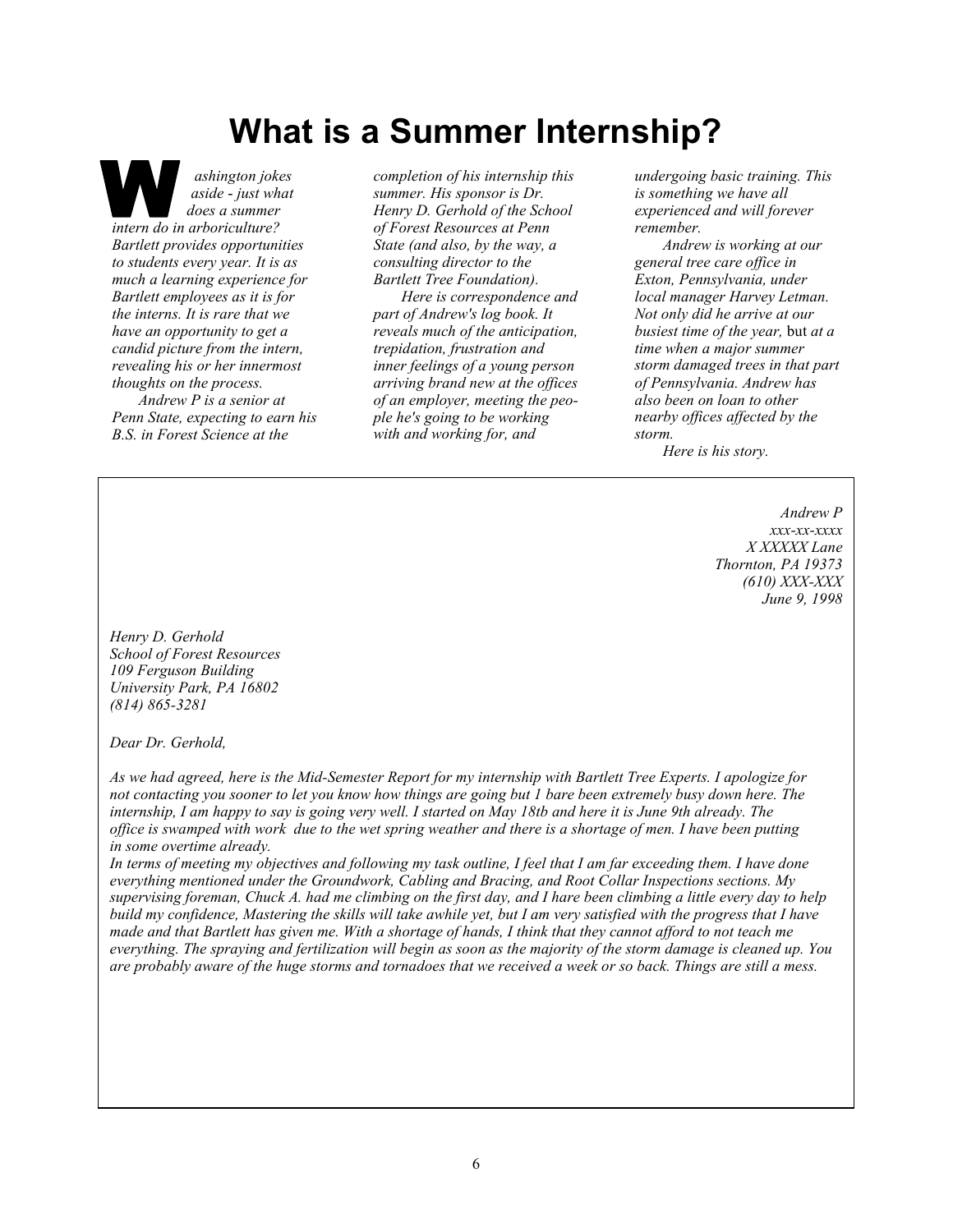# What is a Summer Internship?

*Washington jokes aside - just what does a summer intern do in arboriculture? Bartlett provides opportunities to students every year. It is as much a learning experience for Bartlett employees as it is for the interns. It is rare that we have an opportunity to get a candid picture from the intern, revealing his or her innermost thoughts on the process.*

*Andrew P is a senior at Penn State, expecting to earn his B.S. in Forest Science at the completion of his internship this summer. His sponsor is Dr. Henry D. Gerhold of the School of Forest Resources at Penn State (and also, by the way, a consulting director to the Bartlett Tree Foundation).*

*Here is correspondence and part of Andrew's log book. It reveals much of the anticipation, trepidation, frustration and inner feelings of a young person arriving brand new at the offices of an employer, meeting the people he's going to be working with and working for, and undergoing basic training. This is something we have all experienced and will forever remember.*

*Andrew is working at our general tree care office in Exton, Pennsylvania, under local manager Harvey Letman. Not only did he arrive at our busiest time of the year,* but *at a time when a major summer storm damaged trees in that part of Pennsylvania. Andrew has also been on loan to other nearby offices affected by the storm.*

*Here is his story.*

---

*Andrew P*
*xxx-xx-xxxx*
*X XXXXX Lane*
*Thornton, PA 19373*
*(610) XXX-XXX*
*June 9, 1998*

*Henry D. Gerhold*
*School of Forest Resources*
*109 Ferguson Building*
*University Park, PA 16802*
*(814) 865-3281*

*Dear Dr. Gerhold,*

*As we had agreed, here is the Mid-Semester Report for my internship with Bartlett Tree Experts. I apologize for not contacting you sooner to let you know how things are going but 1 bare been extremely busy down here. The internship, I am happy to say is going very well. I started on May 18tb and here it is June 9th already. The office is swamped with work due to the wet spring weather and there is a shortage of men. I have been putting in some overtime already.*

*In terms of meeting my objectives and following my task outline, I feel that I am far exceeding them. I have done everything mentioned under the Groundwork, Cabling and Bracing, and Root Collar Inspections sections. My supervising foreman, Chuck A. had me climbing on the first day, and I hare been climbing a little every day to help build my confidence, Mastering the skills will take awhile yet, but I am very satisfied with the progress that I have made and that Bartlett has given me. With a shortage of hands, I think that they cannot afford to not teach me everything. The spraying and fertilization will begin as soon as the majority of the storm damage is cleaned up. You are probably aware of the huge storms and tornadoes that we received a week or so back. Things are still a mess.*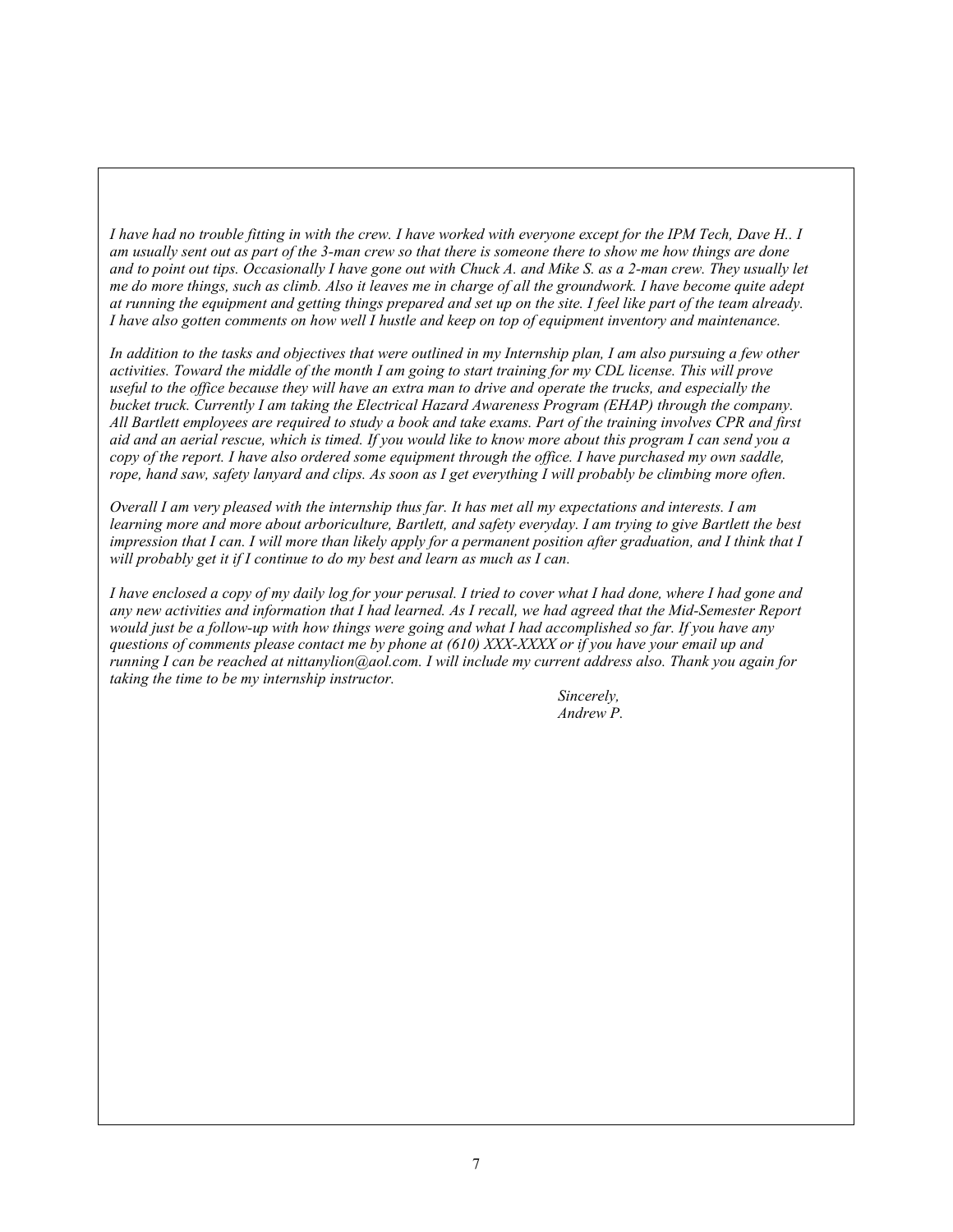*I have had no trouble fitting in with the crew. I have worked with everyone except for the IPM Tech, Dave H.. I am usually sent out as part of the 3-man crew so that there is someone there to show me how things are done and to point out tips. Occasionally I have gone out with Chuck A. and Mike S. as a 2-man crew. They usually let me do more things, such as climb. Also it leaves me in charge of all the groundwork. I have become quite adept at running the equipment and getting things prepared and set up on the site. I feel like part of the team already. I have also gotten comments on how well I hustle and keep on top of equipment inventory and maintenance.*

*In addition to the tasks and objectives that were outlined in my Internship plan, I am also pursuing a few other activities. Toward the middle of the month I am going to start training for my CDL license. This will prove useful to the office because they will have an extra man to drive and operate the trucks, and especially the bucket truck. Currently I am taking the Electrical Hazard Awareness Program (EHAP) through the company. All Bartlett employees are required to study a book and take exams. Part of the training involves CPR and first aid and an aerial rescue, which is timed. If you would like to know more about this program I can send you a copy of the report. I have also ordered some equipment through the office. I have purchased my own saddle, rope, hand saw, safety lanyard and clips. As soon as I get everything I will probably be climbing more often.*

*Overall I am very pleased with the internship thus far. It has met all my expectations and interests. I am learning more and more about arboriculture, Bartlett, and safety everyday. I am trying to give Bartlett the best impression that I can. I will more than likely apply for a permanent position after graduation, and I think that I will probably get it if I continue to do my best and learn as much as I can.*

*I have enclosed a copy of my daily log for your perusal. I tried to cover what I had done, where I had gone and any new activities and information that I had learned. As I recall, we had agreed that the Mid-Semester Report would just be a follow-up with how things were going and what I had accomplished so far. If you have any questions of comments please contact me by phone at (610) XXX-XXXX or if you have your email up and running I can be reached at nittanylion@aol.com. I will include my current address also. Thank you again for taking the time to be my internship instructor.*

*Sincerely,*
*Andrew P.*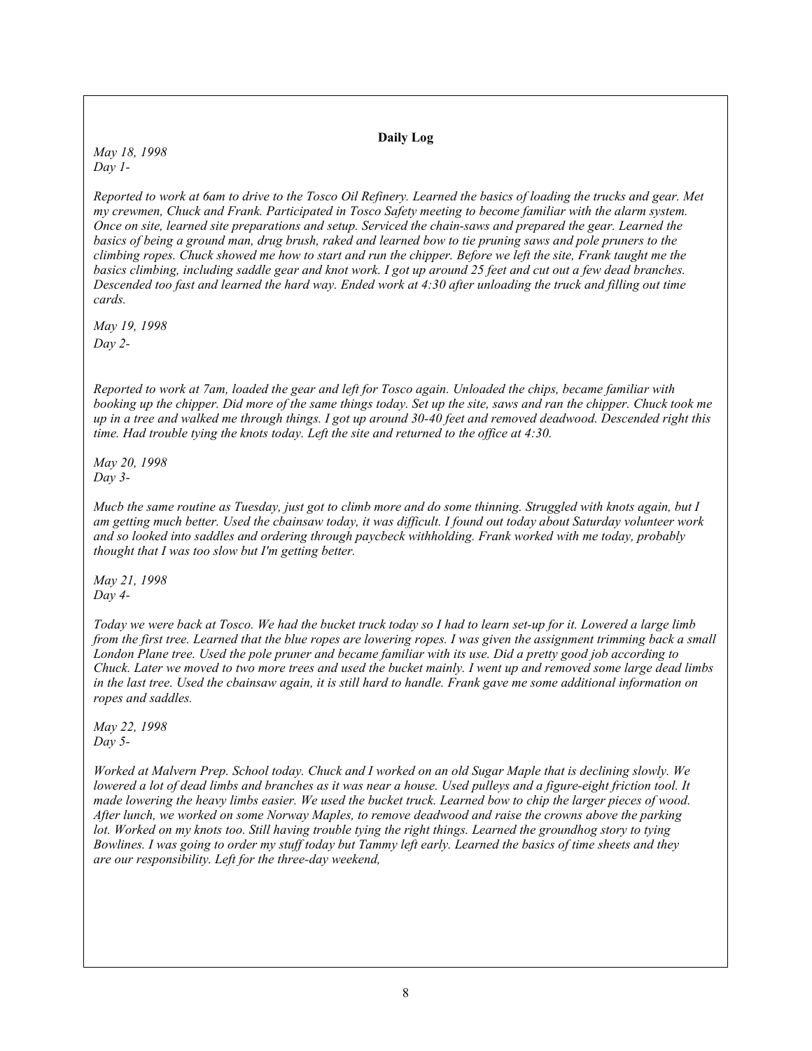**Daily Log**

*May 18, 1998*
*Day 1-*

*Reported to work at 6am to drive to the Tosco Oil Refinery. Learned the basics of loading the trucks and gear. Met my crewmen, Chuck and Frank. Participated in Tosco Safety meeting to become familiar with the alarm system. Once on site, learned site preparations and setup. Serviced the chain-saws and prepared the gear. Learned the basics of being a ground man, drug brush, raked and learned bow to tie pruning saws and pole pruners to the climbing ropes. Chuck showed me how to start and run the chipper. Before we left the site, Frank taught me the basics climbing, including saddle gear and knot work. I got up around 25 feet and cut out a few dead branches. Descended too fast and learned the hard way. Ended work at 4:30 after unloading the truck and filling out time cards.*

*May 19, 1998*
*Day 2-*

*Reported to work at 7am, loaded the gear and left for Tosco again. Unloaded the chips, became familiar with booking up the chipper. Did more of the same things today. Set up the site, saws and ran the chipper. Chuck took me up in a tree and walked me through things. I got up around 30-40 feet and removed deadwood. Descended right this time. Had trouble tying the knots today. Left the site and returned to the office at 4:30.*

*May 20, 1998*
*Day 3-*

*Mucb the same routine as Tuesday, just got to climb more and do some thinning. Struggled with knots again, but I am getting much better. Used the cbainsaw today, it was difficult. I found out today about Saturday volunteer work and so looked into saddles and ordering through paycbeck withholding. Frank worked with me today, probably thought that I was too slow but I'm getting better.*

*May 21, 1998*
*Day 4-*

*Today we were back at Tosco. We had the bucket truck today so I had to learn set-up for it. Lowered a large limb from the first tree. Learned that the blue ropes are lowering ropes. I was given the assignment trimming back a small London Plane tree. Used the pole pruner and became familiar with its use. Did a pretty good job according to Chuck. Later we moved to two more trees and used the bucket mainly. I went up and removed some large dead limbs in the last tree. Used the cbainsaw again, it is still hard to handle. Frank gave me some additional information on ropes and saddles.*

*May 22, 1998*
*Day 5-*

*Worked at Malvern Prep. School today. Chuck and I worked on an old Sugar Maple that is declining slowly. We lowered a lot of dead limbs and branches as it was near a house. Used pulleys and a figure-eight friction tool. It made lowering the heavy limbs easier. We used the bucket truck. Learned bow to chip the larger pieces of wood. After lunch, we worked on some Norway Maples, to remove deadwood and raise the crowns above the parking lot. Worked on my knots too. Still having trouble tying the right things. Learned the groundhog story to tying Bowlines. I was going to order my stuff today but Tammy left early. Learned the basics of time sheets and they are our responsibility. Left for the three-day weekend,*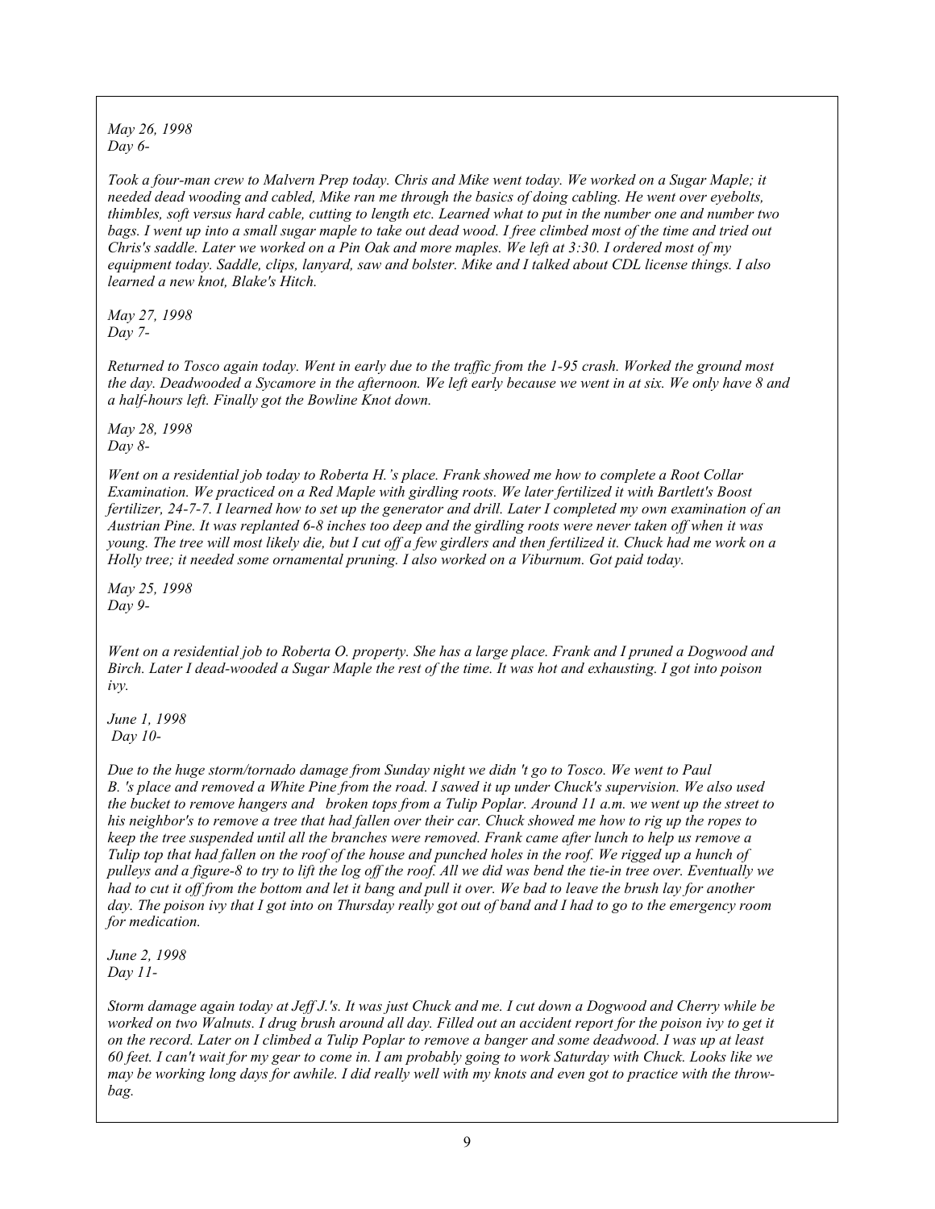*May 26, 1998*
*Day 6-*

*Took a four-man crew to Malvern Prep today. Chris and Mike went today. We worked on a Sugar Maple; it needed dead wooding and cabled, Mike ran me through the basics of doing cabling. He went over eyebolts, thimbles, soft versus hard cable, cutting to length etc. Learned what to put in the number one and number two bags. I went up into a small sugar maple to take out dead wood. I free climbed most of the time and tried out Chris's saddle. Later we worked on a Pin Oak and more maples. We left at 3:30. I ordered most of my equipment today. Saddle, clips, lanyard, saw and bolster. Mike and I talked about CDL license things. I also learned a new knot, Blake's Hitch.*

*May 27, 1998*
*Day 7-*

*Returned to Tosco again today. Went in early due to the traffic from the 1-95 crash. Worked the ground most the day. Deadwooded a Sycamore in the afternoon. We left early because we went in at six. We only have 8 and a half-hours left. Finally got the Bowline Knot down.*

*May 28, 1998*
*Day 8-*

*Went on a residential job today to Roberta H.'s place. Frank showed me how to complete a Root Collar Examination. We practiced on a Red Maple with girdling roots. We later fertilized it with Bartlett's Boost fertilizer, 24-7-7. I learned how to set up the generator and drill. Later I completed my own examination of an Austrian Pine. It was replanted 6-8 inches too deep and the girdling roots were never taken off when it was young. The tree will most likely die, but I cut off a few girdlers and then fertilized it. Chuck had me work on a Holly tree; it needed some ornamental pruning. I also worked on a Viburnum. Got paid today.*

*May 25, 1998*
*Day 9-*

*Went on a residential job to Roberta O. property. She has a large place. Frank and I pruned a Dogwood and Birch. Later I dead-wooded a Sugar Maple the rest of the time. It was hot and exhausting. I got into poison ivy.*

*June 1, 1998*
*Day 10-*

*Due to the huge storm/tornado damage from Sunday night we didn 't go to Tosco. We went to Paul B. 's place and removed a White Pine from the road. I sawed it up under Chuck's supervision. We also used the bucket to remove hangers and broken tops from a Tulip Poplar. Around 11 a.m. we went up the street to his neighbor's to remove a tree that had fallen over their car. Chuck showed me how to rig up the ropes to keep the tree suspended until all the branches were removed. Frank came after lunch to help us remove a Tulip top that had fallen on the roof of the house and punched holes in the roof. We rigged up a hunch of pulleys and a figure-8 to try to lift the log off the roof. All we did was bend the tie-in tree over. Eventually we had to cut it off from the bottom and let it bang and pull it over. We bad to leave the brush lay for another day. The poison ivy that I got into on Thursday really got out of band and I had to go to the emergency room for medication.*

*June 2, 1998*
*Day 11-*

*Storm damage again today at Jeff J.'s. It was just Chuck and me. I cut down a Dogwood and Cherry while be worked on two Walnuts. I drug brush around all day. Filled out an accident report for the poison ivy to get it on the record. Later on I climbed a Tulip Poplar to remove a banger and some deadwood. I was up at least 60 feet. I can't wait for my gear to come in. I am probably going to work Saturday with Chuck. Looks like we may be working long days for awhile. I did really well with my knots and even got to practice with the throw-bag.*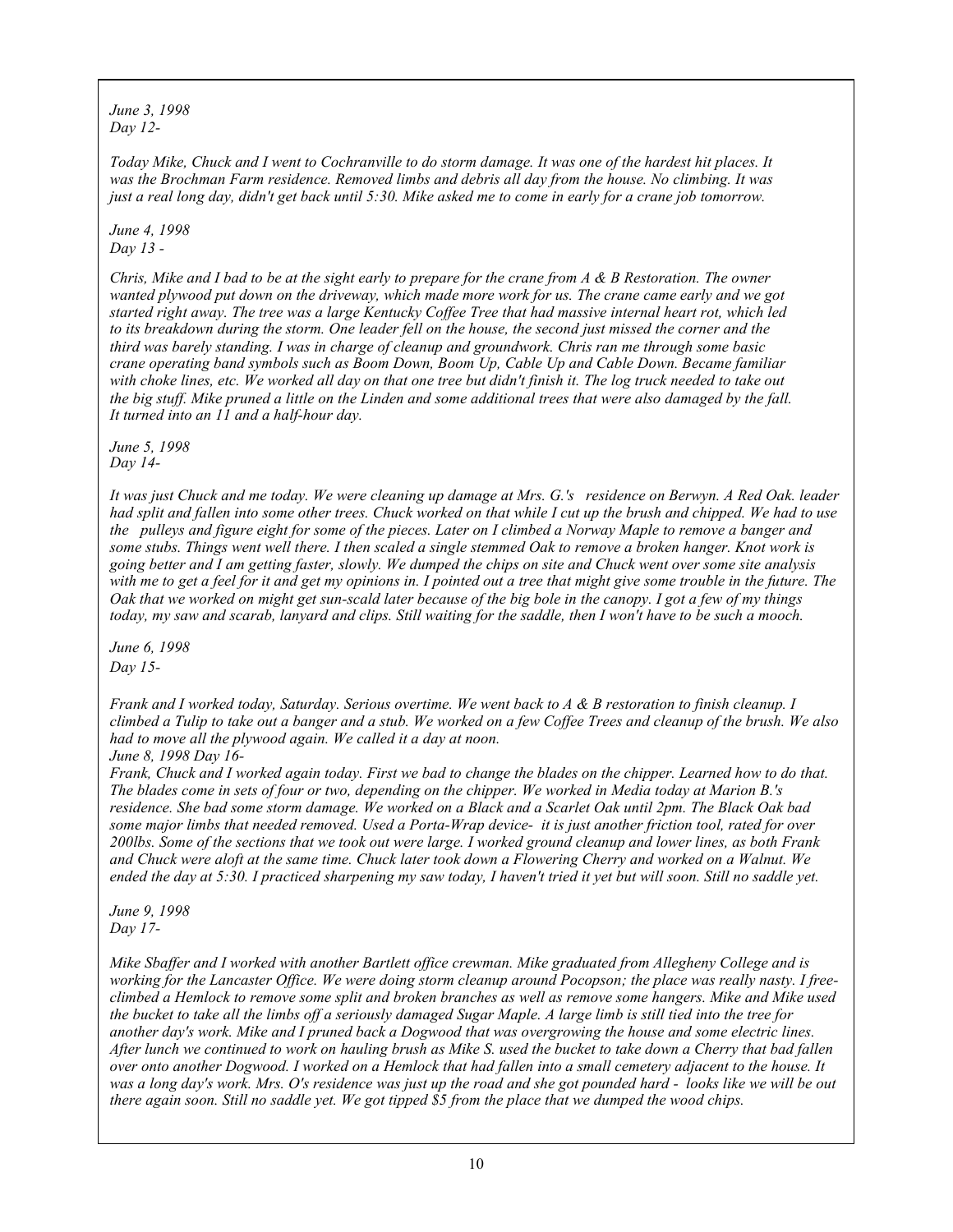*June 3, 1998*
*Day 12-*

*Today Mike, Chuck and I went to Cochranville to do storm damage. It was one of the hardest hit places. It was the Brochman Farm residence. Removed limbs and debris all day from the house. No climbing. It was just a real long day, didn't get back until 5:30. Mike asked me to come in early for a crane job tomorrow.*

*June 4, 1998*
*Day 13 -*

*Chris, Mike and I bad to be at the sight early to prepare for the crane from A & B Restoration. The owner wanted plywood put down on the driveway, which made more work for us. The crane came early and we got started right away. The tree was a large Kentucky Coffee Tree that had massive internal heart rot, which led to its breakdown during the storm. One leader fell on the house, the second just missed the corner and the third was barely standing. I was in charge of cleanup and groundwork. Chris ran me through some basic crane operating band symbols such as Boom Down, Boom Up, Cable Up and Cable Down. Became familiar with choke lines, etc. We worked all day on that one tree but didn't finish it. The log truck needed to take out the big stuff. Mike pruned a little on the Linden and some additional trees that were also damaged by the fall. It turned into an 11 and a half-hour day.*

*June 5, 1998*
*Day 14-*

*It was just Chuck and me today. We were cleaning up damage at Mrs. G.'s residence on Berwyn. A Red Oak. leader had split and fallen into some other trees. Chuck worked on that while I cut up the brush and chipped. We had to use the pulleys and figure eight for some of the pieces. Later on I climbed a Norway Maple to remove a banger and some stubs. Things went well there. I then scaled a single stemmed Oak to remove a broken hanger. Knot work is going better and I am getting faster, slowly. We dumped the chips on site and Chuck went over some site analysis with me to get a feel for it and get my opinions in. I pointed out a tree that might give some trouble in the future. The Oak that we worked on might get sun-scald later because of the big bole in the canopy. I got a few of my things today, my saw and scarab, lanyard and clips. Still waiting for the saddle, then I won't have to be such a mooch.*

*June 6, 1998*
*Day 15-*

*Frank and I worked today, Saturday. Serious overtime. We went back to A & B restoration to finish cleanup. I climbed a Tulip to take out a banger and a stub. We worked on a few Coffee Trees and cleanup of the brush. We also had to move all the plywood again. We called it a day at noon.*

*June 8, 1998 Day 16-*

*Frank, Chuck and I worked again today. First we bad to change the blades on the chipper. Learned how to do that. The blades come in sets of four or two, depending on the chipper. We worked in Media today at Marion B.'s residence. She bad some storm damage. We worked on a Black and a Scarlet Oak until 2pm. The Black Oak bad some major limbs that needed removed. Used a Porta-Wrap device- it is just another friction tool, rated for over 200lbs. Some of the sections that we took out were large. I worked ground cleanup and lower lines, as both Frank and Chuck were aloft at the same time. Chuck later took down a Flowering Cherry and worked on a Walnut. We ended the day at 5:30. I practiced sharpening my saw today, I haven't tried it yet but will soon. Still no saddle yet.*

*June 9, 1998*
*Day 17-*

*Mike Sbaffer and I worked with another Bartlett office crewman. Mike graduated from Allegheny College and is working for the Lancaster Office. We were doing storm cleanup around Pocopson; the place was really nasty. I free-climbed a Hemlock to remove some split and broken branches as well as remove some hangers. Mike and Mike used the bucket to take all the limbs off a seriously damaged Sugar Maple. A large limb is still tied into the tree for another day's work. Mike and I pruned back a Dogwood that was overgrowing the house and some electric lines. After lunch we continued to work on hauling brush as Mike S. used the bucket to take down a Cherry that bad fallen over onto another Dogwood. I worked on a Hemlock that had fallen into a small cemetery adjacent to the house. It was a long day's work. Mrs. O's residence was just up the road and she got pounded hard - looks like we will be out there again soon. Still no saddle yet. We got tipped $5 from the place that we dumped the wood chips.*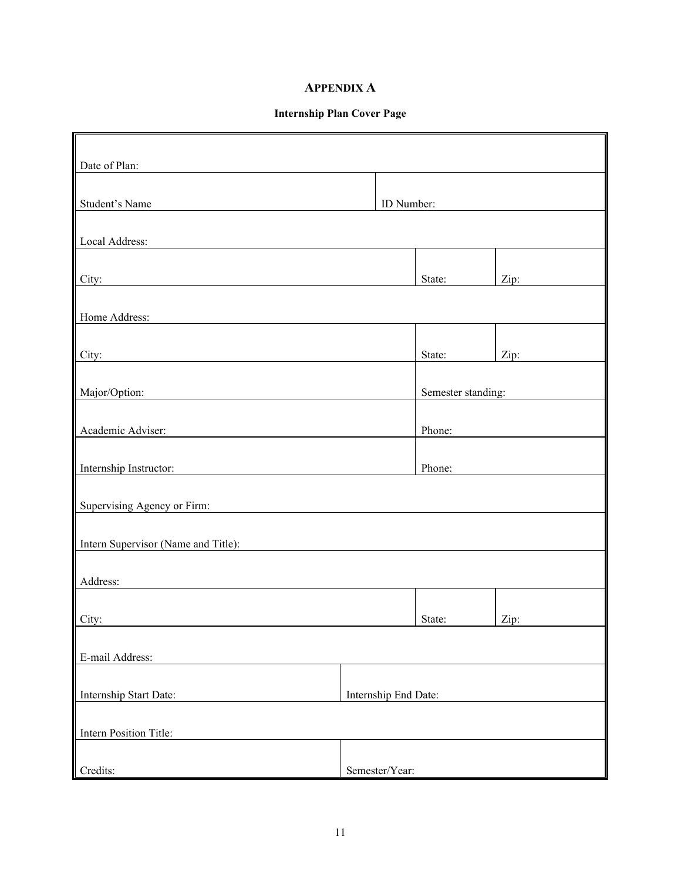## APPENDIX A

### Internship Plan Cover Page

| | | |
|---|---|---|
| Date of Plan: | | |
| Student's Name | ID Number: | |
| Local Address: | | |
| City: | State: | Zip: |
| Home Address: | | |
| City: | State: | Zip: |
| Major/Option: | Semester standing: | |
| Academic Adviser: | Phone: | |
| Internship Instructor: | Phone: | |
| Supervising Agency or Firm: | | |
| Intern Supervisor (Name and Title): | | |
| Address: | | |
| City: | State: | Zip: |
| E-mail Address: | | |
| Internship Start Date: | Internship End Date: | |
| Intern Position Title: | | |
| Credits: | Semester/Year: | |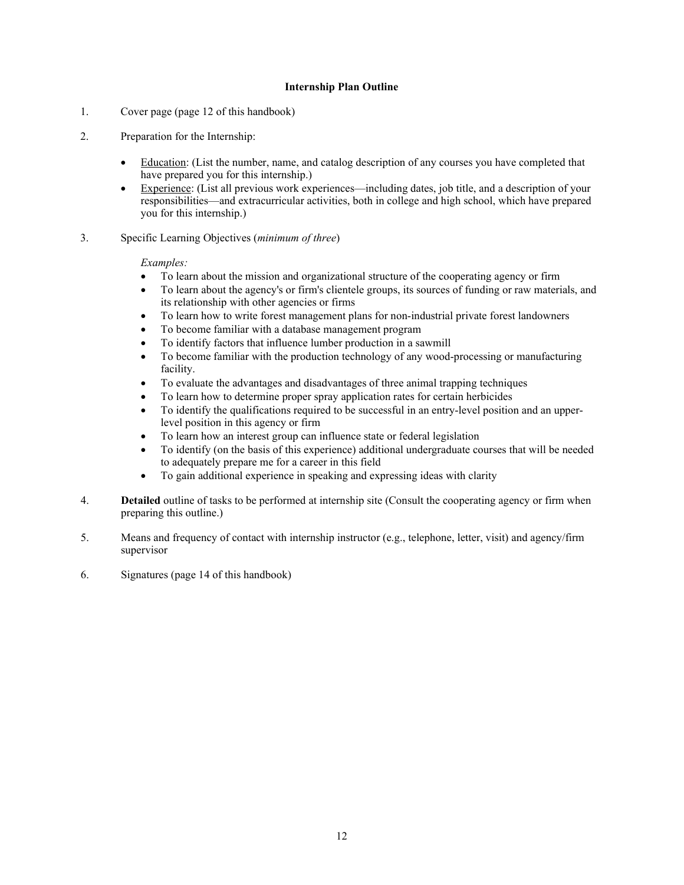**Internship Plan Outline**

1. Cover page (page 12 of this handbook)

2. Preparation for the Internship:

   - Education: (List the number, name, and catalog description of any courses you have completed that have prepared you for this internship.)
   - Experience: (List all previous work experiences—including dates, job title, and a description of your responsibilities—and extracurricular activities, both in college and high school, which have prepared you for this internship.)

3. Specific Learning Objectives (*minimum of three*)

   *Examples:*

   - To learn about the mission and organizational structure of the cooperating agency or firm
   - To learn about the agency's or firm's clientele groups, its sources of funding or raw materials, and its relationship with other agencies or firms
   - To learn how to write forest management plans for non-industrial private forest landowners
   - To become familiar with a database management program
   - To identify factors that influence lumber production in a sawmill
   - To become familiar with the production technology of any wood-processing or manufacturing facility.
   - To evaluate the advantages and disadvantages of three animal trapping techniques
   - To learn how to determine proper spray application rates for certain herbicides
   - To identify the qualifications required to be successful in an entry-level position and an upper-level position in this agency or firm
   - To learn how an interest group can influence state or federal legislation
   - To identify (on the basis of this experience) additional undergraduate courses that will be needed to adequately prepare me for a career in this field
   - To gain additional experience in speaking and expressing ideas with clarity

4. **Detailed** outline of tasks to be performed at internship site (Consult the cooperating agency or firm when preparing this outline.)

5. Means and frequency of contact with internship instructor (e.g., telephone, letter, visit) and agency/firm supervisor

6. Signatures (page 14 of this handbook)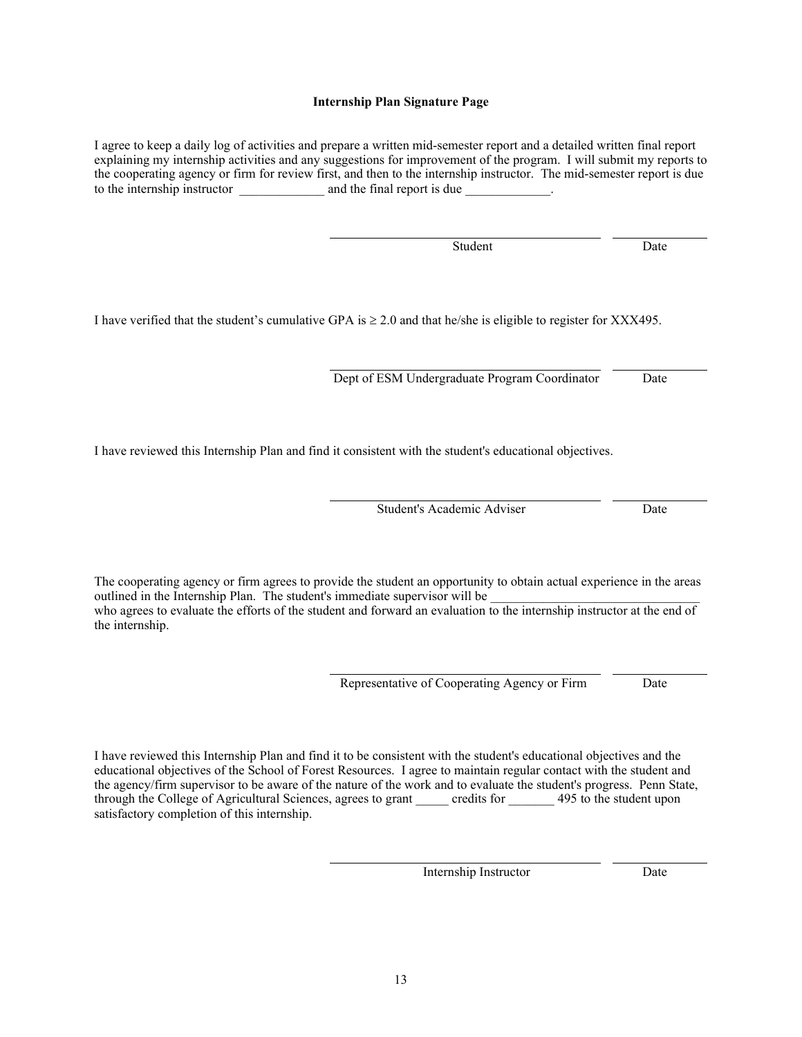**Internship Plan Signature Page**

I agree to keep a daily log of activities and prepare a written mid-semester report and a detailed written final report explaining my internship activities and any suggestions for improvement of the program. I will submit my reports to the cooperating agency or firm for review first, and then to the internship instructor. The mid-semester report is due to the internship instructor _____________ and the final report is due _____________.

\_\_\_\_\_\_\_\_\_\_\_\_\_\_\_\_\_\_\_\_\_\_\_\_\_\_\_\_\_\_\_\_\_\_\_\_\_\_\_\_ \_\_\_\_\_\_\_\_\_\_\_\_\_\_

Student Date

I have verified that the student's cumulative GPA is ≥ 2.0 and that he/she is eligible to register for XXX495.

\_\_\_\_\_\_\_\_\_\_\_\_\_\_\_\_\_\_\_\_\_\_\_\_\_\_\_\_\_\_\_\_\_\_\_\_\_\_\_\_ \_\_\_\_\_\_\_\_\_\_\_\_\_\_

Dept of ESM Undergraduate Program Coordinator Date

I have reviewed this Internship Plan and find it consistent with the student's educational objectives.

\_\_\_\_\_\_\_\_\_\_\_\_\_\_\_\_\_\_\_\_\_\_\_\_\_\_\_\_\_\_\_\_\_\_\_\_\_\_\_\_ \_\_\_\_\_\_\_\_\_\_\_\_\_\_

Student's Academic Adviser Date

The cooperating agency or firm agrees to provide the student an opportunity to obtain actual experience in the areas outlined in the Internship Plan. The student's immediate supervisor will be ________________________________ who agrees to evaluate the efforts of the student and forward an evaluation to the internship instructor at the end of the internship.

\_\_\_\_\_\_\_\_\_\_\_\_\_\_\_\_\_\_\_\_\_\_\_\_\_\_\_\_\_\_\_\_\_\_\_\_\_\_\_\_ \_\_\_\_\_\_\_\_\_\_\_\_\_\_

Representative of Cooperating Agency or Firm Date

I have reviewed this Internship Plan and find it to be consistent with the student's educational objectives and the educational objectives of the School of Forest Resources. I agree to maintain regular contact with the student and the agency/firm supervisor to be aware of the nature of the work and to evaluate the student's progress. Penn State, through the College of Agricultural Sciences, agrees to grant _____ credits for _______ 495 to the student upon satisfactory completion of this internship.

\_\_\_\_\_\_\_\_\_\_\_\_\_\_\_\_\_\_\_\_\_\_\_\_\_\_\_\_\_\_\_\_\_\_\_\_\_\_\_\_ \_\_\_\_\_\_\_\_\_\_\_\_\_\_

Internship Instructor Date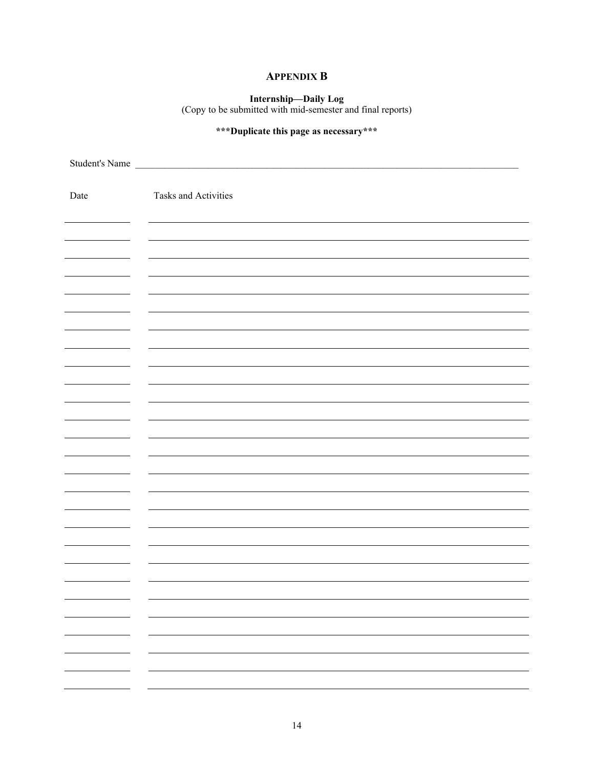# APPENDIX B

**Internship—Daily Log**
(Copy to be submitted with mid-semester and final reports)

**\*\*\*Duplicate this page as necessary\*\*\***

Student's Name ______________________________________________________________________

| Date | Tasks and Activities |
|---|---|
| | |
| | |
| | |
| | |
| | |
| | |
| | |
| | |
| | |
| | |
| | |
| | |
| | |
| | |
| | |
| | |
| | |
| | |
| | |
| | |
| | |
| | |
| | |
| | |
| | |
| | |
| | |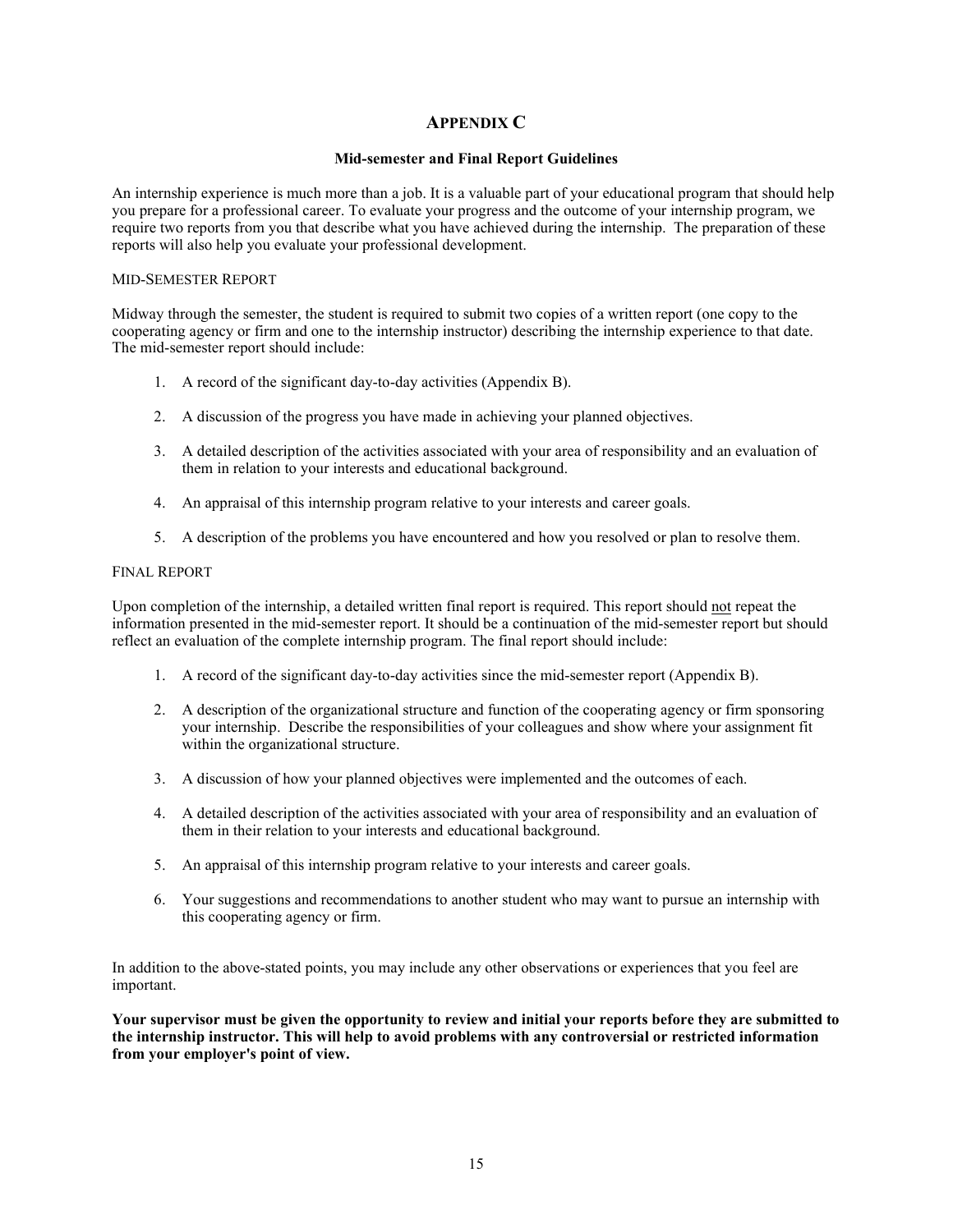# APPENDIX C

## Mid-semester and Final Report Guidelines

An internship experience is much more than a job. It is a valuable part of your educational program that should help you prepare for a professional career. To evaluate your progress and the outcome of your internship program, we require two reports from you that describe what you have achieved during the internship. The preparation of these reports will also help you evaluate your professional development.

### MID-SEMESTER REPORT

Midway through the semester, the student is required to submit two copies of a written report (one copy to the cooperating agency or firm and one to the internship instructor) describing the internship experience to that date. The mid-semester report should include:

1. A record of the significant day-to-day activities (Appendix B).
2. A discussion of the progress you have made in achieving your planned objectives.
3. A detailed description of the activities associated with your area of responsibility and an evaluation of them in relation to your interests and educational background.
4. An appraisal of this internship program relative to your interests and career goals.
5. A description of the problems you have encountered and how you resolved or plan to resolve them.

### FINAL REPORT

Upon completion of the internship, a detailed written final report is required. This report should <u>not</u> repeat the information presented in the mid-semester report. It should be a continuation of the mid-semester report but should reflect an evaluation of the complete internship program. The final report should include:

1. A record of the significant day-to-day activities since the mid-semester report (Appendix B).
2. A description of the organizational structure and function of the cooperating agency or firm sponsoring your internship. Describe the responsibilities of your colleagues and show where your assignment fit within the organizational structure.
3. A discussion of how your planned objectives were implemented and the outcomes of each.
4. A detailed description of the activities associated with your area of responsibility and an evaluation of them in their relation to your interests and educational background.
5. An appraisal of this internship program relative to your interests and career goals.
6. Your suggestions and recommendations to another student who may want to pursue an internship with this cooperating agency or firm.

In addition to the above-stated points, you may include any other observations or experiences that you feel are important.

**Your supervisor must be given the opportunity to review and initial your reports before they are submitted to the internship instructor. This will help to avoid problems with any controversial or restricted information from your employer's point of view.**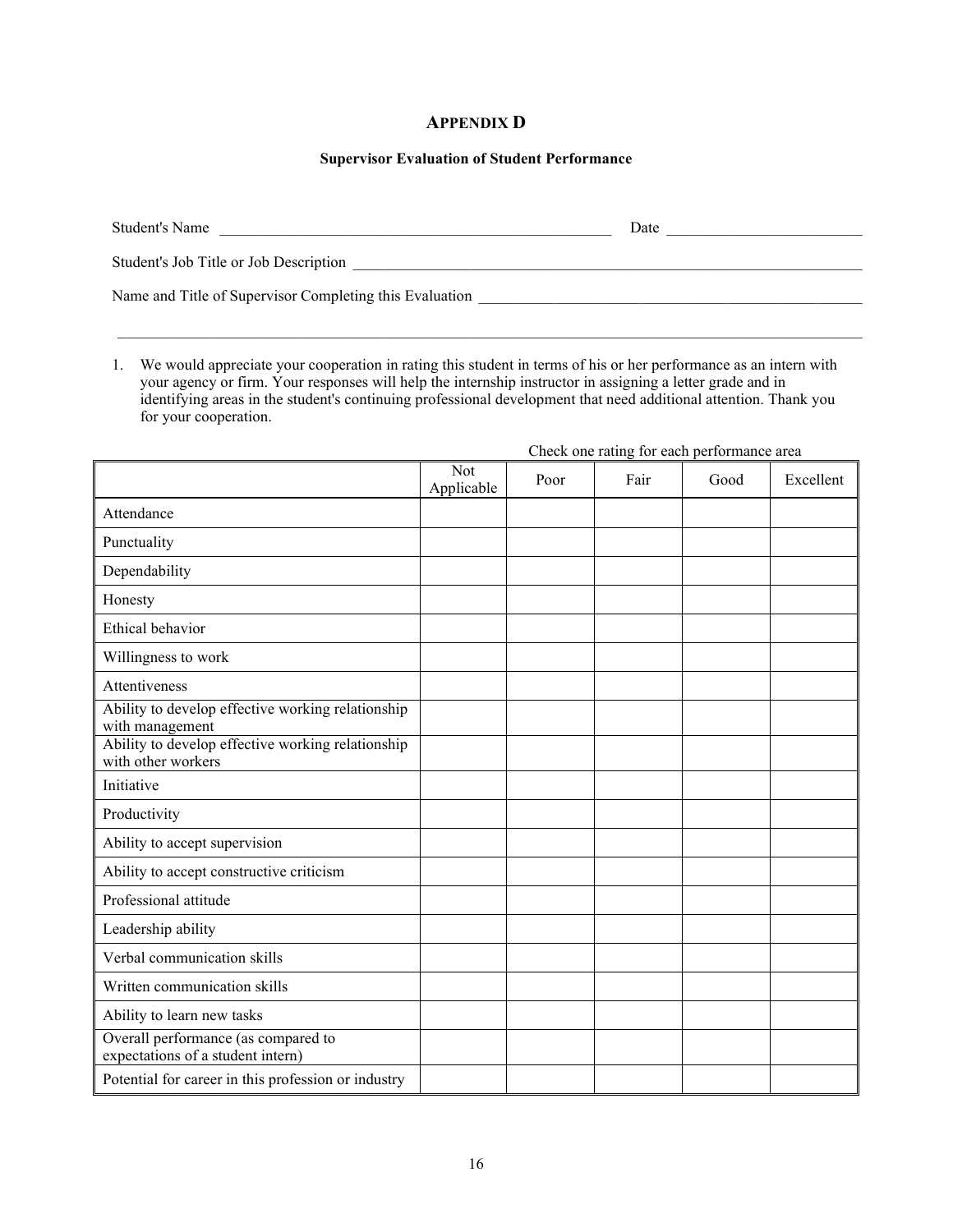# APPENDIX D

### Supervisor Evaluation of Student Performance

Student's Name \_\_\_\_\_\_\_\_\_\_\_\_\_\_\_\_\_\_\_\_\_\_\_\_\_\_\_\_\_\_\_\_\_\_\_\_\_\_\_\_\_\_\_\_ Date \_\_\_\_\_\_\_\_\_\_\_\_\_\_\_\_\_\_\_\_\_\_

Student's Job Title or Job Description \_\_\_\_\_\_\_\_\_\_\_\_\_\_\_\_\_\_\_\_\_\_\_\_\_\_\_\_\_\_\_\_\_\_\_\_\_\_\_\_\_\_\_\_\_\_\_\_\_\_\_\_

Name and Title of Supervisor Completing this Evaluation \_\_\_\_\_\_\_\_\_\_\_\_\_\_\_\_\_\_\_\_\_\_\_\_\_\_\_\_\_\_\_\_\_\_\_\_\_\_\_\_

---

1. We would appreciate your cooperation in rating this student in terms of his or her performance as an intern with your agency or firm. Your responses will help the internship instructor in assigning a letter grade and in identifying areas in the student's continuing professional development that need additional attention. Thank you for your cooperation.

Check one rating for each performance area

| | Not Applicable | Poor | Fair | Good | Excellent |
|---|---|---|---|---|---|
| Attendance | | | | | |
| Punctuality | | | | | |
| Dependability | | | | | |
| Honesty | | | | | |
| Ethical behavior | | | | | |
| Willingness to work | | | | | |
| Attentiveness | | | | | |
| Ability to develop effective working relationship with management | | | | | |
| Ability to develop effective working relationship with other workers | | | | | |
| Initiative | | | | | |
| Productivity | | | | | |
| Ability to accept supervision | | | | | |
| Ability to accept constructive criticism | | | | | |
| Professional attitude | | | | | |
| Leadership ability | | | | | |
| Verbal communication skills | | | | | |
| Written communication skills | | | | | |
| Ability to learn new tasks | | | | | |
| Overall performance (as compared to expectations of a student intern) | | | | | |
| Potential for career in this profession or industry | | | | | |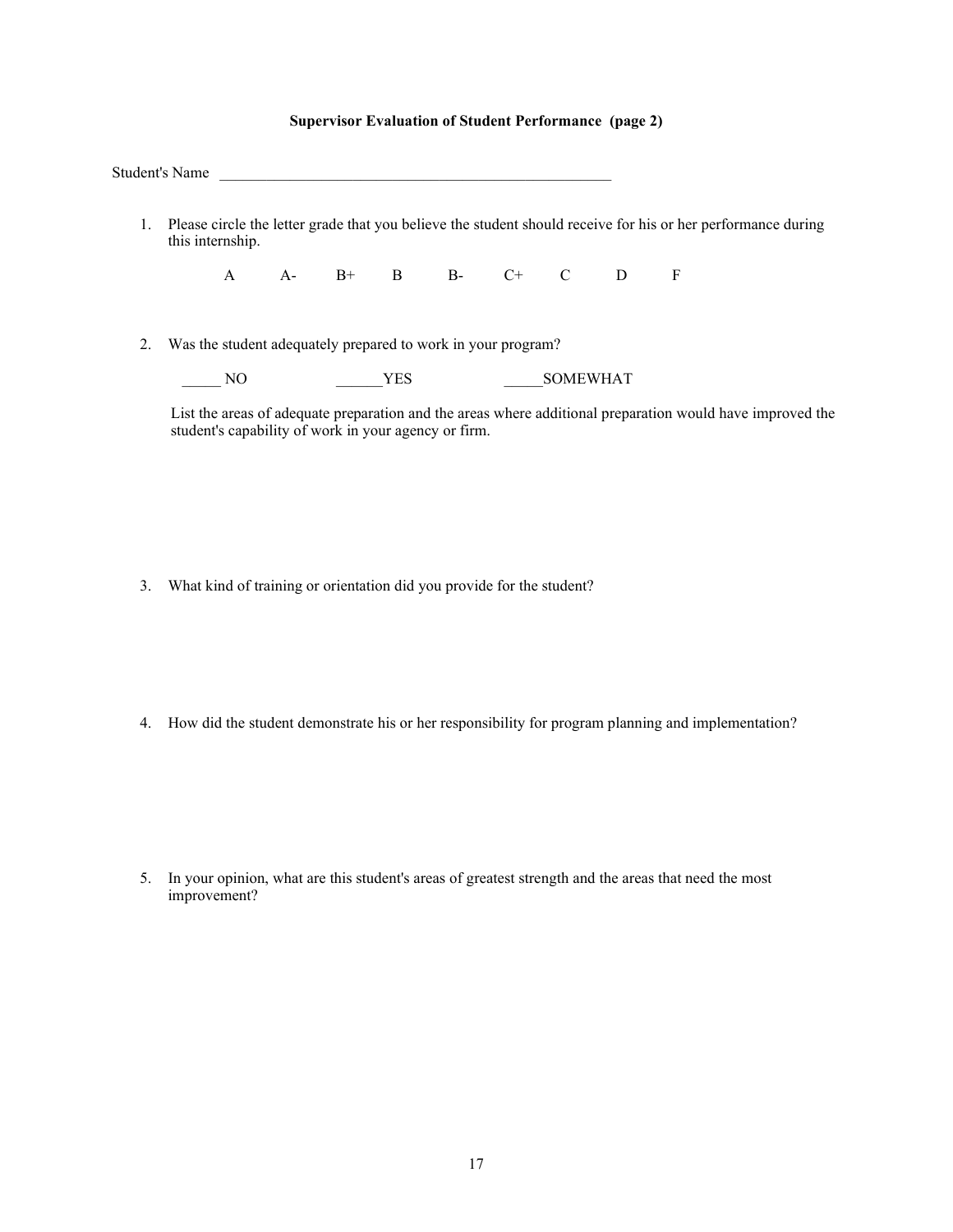**Supervisor Evaluation of Student Performance (page 2)**

Student's Name ____________________________________________________

1. Please circle the letter grade that you believe the student should receive for his or her performance during this internship.

   A A- B+ B B- C+ C D F

2. Was the student adequately prepared to work in your program?

   _____ NO ______YES _____SOMEWHAT

   List the areas of adequate preparation and the areas where additional preparation would have improved the student's capability of work in your agency or firm.

3. What kind of training or orientation did you provide for the student?

4. How did the student demonstrate his or her responsibility for program planning and implementation?

5. In your opinion, what are this student's areas of greatest strength and the areas that need the most improvement?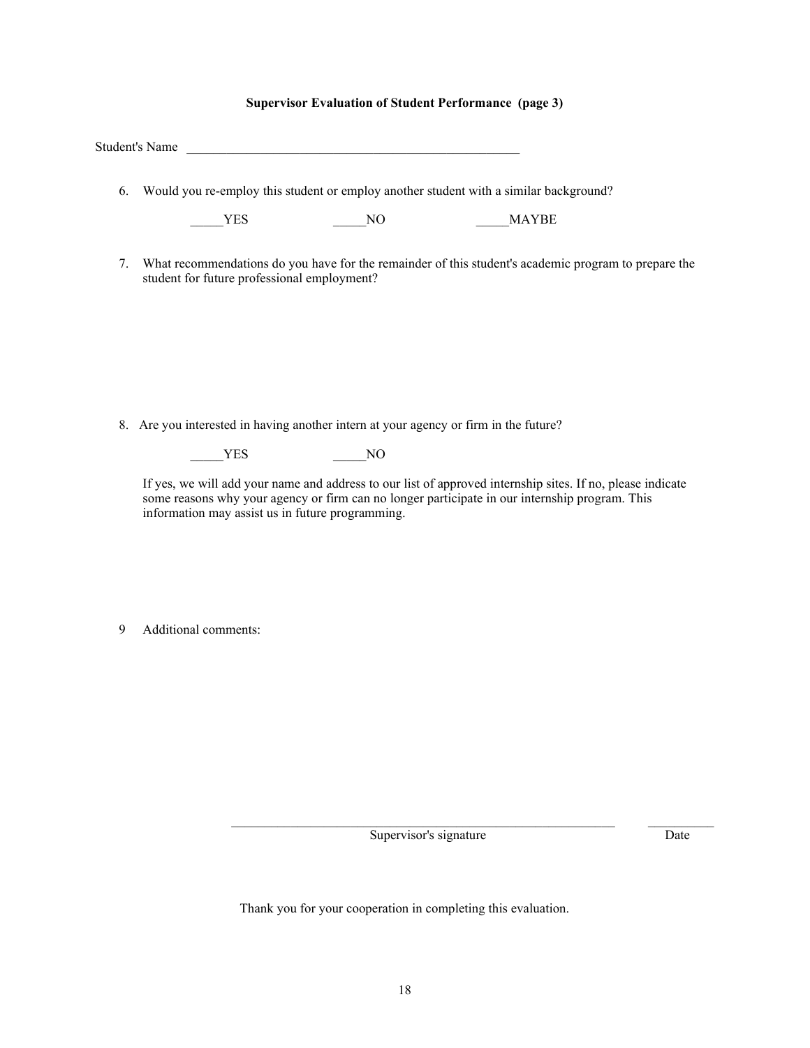**Supervisor Evaluation of Student Performance (page 3)**

Student's Name \_\_\_\_\_\_\_\_\_\_\_\_\_\_\_\_\_\_\_\_\_\_\_\_\_\_\_\_\_\_\_\_\_\_\_\_\_\_\_\_\_\_\_\_\_\_\_\_\_\_\_\_

6. Would you re-employ this student or employ another student with a similar background?

   \_\_\_\_\_YES          \_\_\_\_\_NO          \_\_\_\_\_MAYBE

7. What recommendations do you have for the remainder of this student's academic program to prepare the student for future professional employment?

8. Are you interested in having another intern at your agency or firm in the future?

   \_\_\_\_\_YES          \_\_\_\_\_NO

   If yes, we will add your name and address to our list of approved internship sites. If no, please indicate some reasons why your agency or firm can no longer participate in our internship program. This information may assist us in future programming.

9 Additional comments:

\_\_\_\_\_\_\_\_\_\_\_\_\_\_\_\_\_\_\_\_\_\_\_\_\_\_\_\_\_\_\_\_\_\_\_\_\_\_\_\_\_\_\_\_\_\_\_\_\_\_\_\_\_\_\_\_\_\_\_\_          \_\_\_\_\_\_\_\_\_\_
Supervisor's signature          Date

Thank you for your cooperation in completing this evaluation.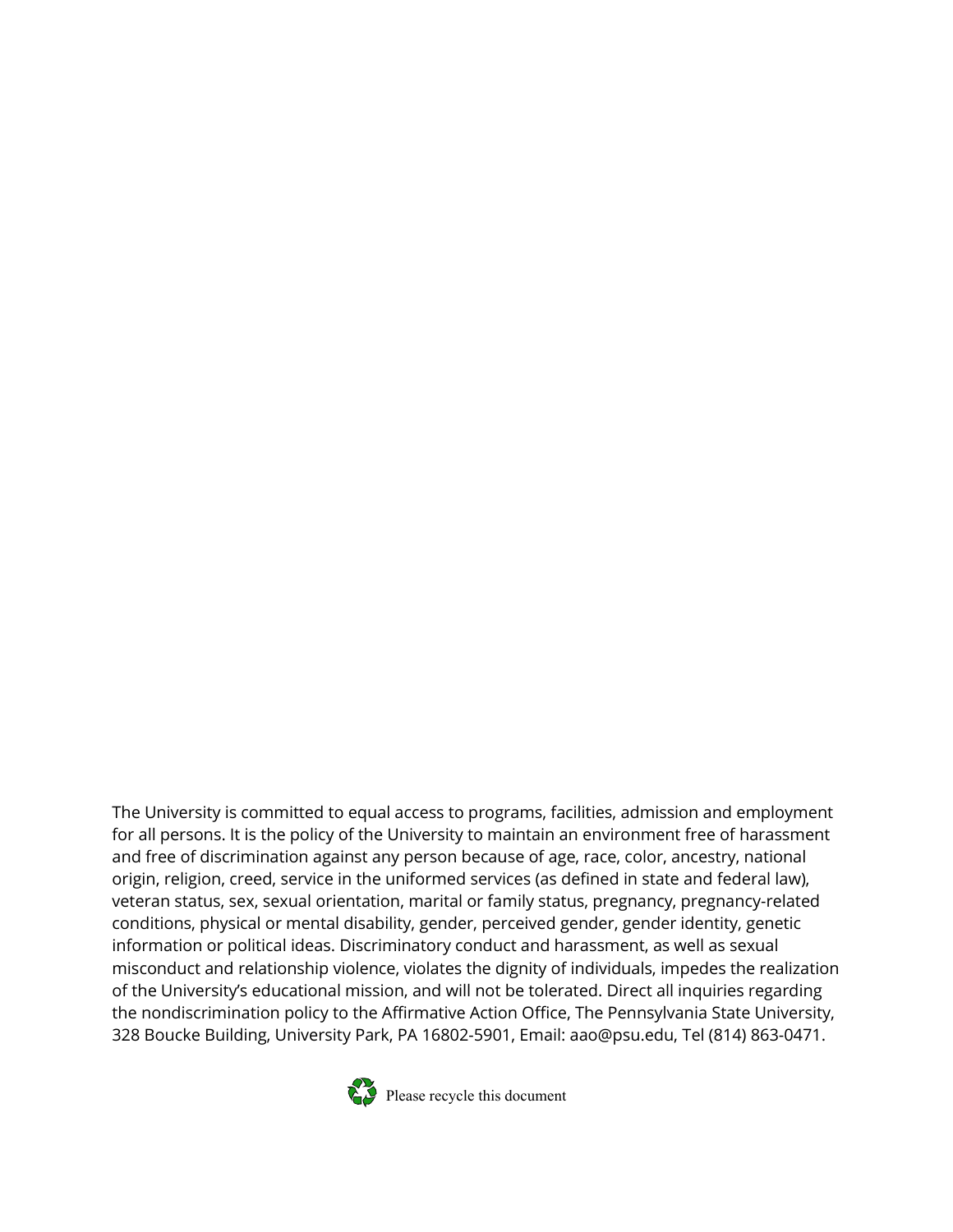The University is committed to equal access to programs, facilities, admission and employment for all persons. It is the policy of the University to maintain an environment free of harassment and free of discrimination against any person because of age, race, color, ancestry, national origin, religion, creed, service in the uniformed services (as defined in state and federal law), veteran status, sex, sexual orientation, marital or family status, pregnancy, pregnancy-related conditions, physical or mental disability, gender, perceived gender, gender identity, genetic information or political ideas. Discriminatory conduct and harassment, as well as sexual misconduct and relationship violence, violates the dignity of individuals, impedes the realization of the University's educational mission, and will not be tolerated. Direct all inquiries regarding the nondiscrimination policy to the Affirmative Action Office, The Pennsylvania State University, 328 Boucke Building, University Park, PA 16802-5901, Email: aao@psu.edu, Tel (814) 863-0471.

Please recycle this document